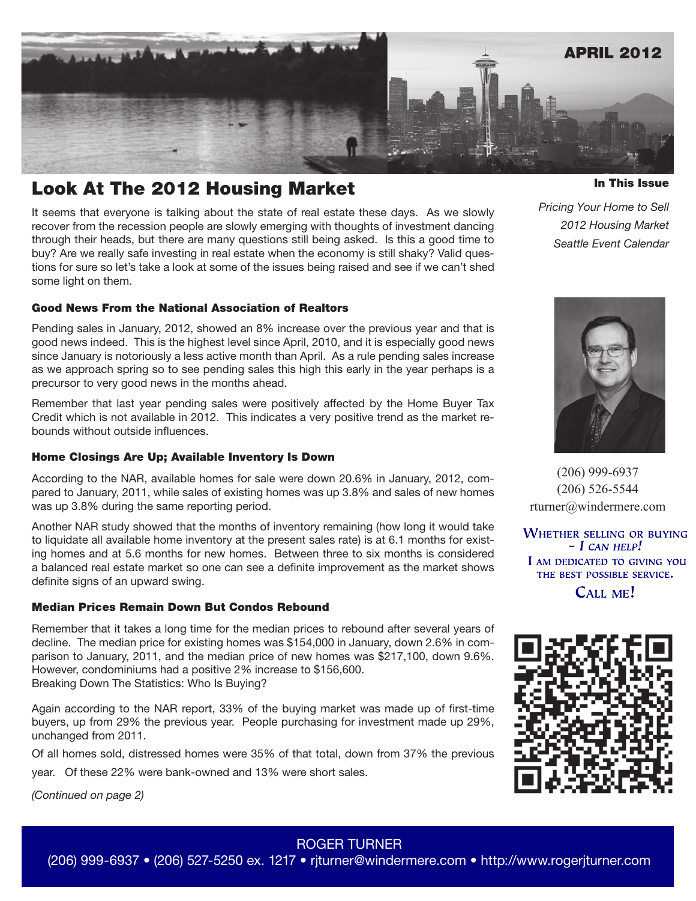APRIL 2012

# Look At The 2012 Housing Market

It seems that everyone is talking about the state of real estate these days. As we slowly recover from the recession people are slowly emerging with thoughts of investment dancing through their heads, but there are many questions still being asked. Is this a good time to buy? Are we really safe investing in real estate when the economy is still shaky? Valid questions for sure so let's take a look at some of the issues being raised and see if we can't shed some light on them.

### Good News From the National Association of Realtors

Pending sales in January, 2012, showed an 8% increase over the previous year and that is good news indeed. This is the highest level since April, 2010, and it is especially good news since January is notoriously a less active month than April. As a rule pending sales increase as we approach spring so to see pending sales this high this early in the year perhaps is a precursor to very good news in the months ahead.

Remember that last year pending sales were positively affected by the Home Buyer Tax Credit which is not available in 2012. This indicates a very positive trend as the market rebounds without outside influences.

### Home Closings Are Up; Available Inventory Is Down

According to the NAR, available homes for sale were down 20.6% in January, 2012, compared to January, 2011, while sales of existing homes was up 3.8% and sales of new homes was up 3.8% during the same reporting period.

Another NAR study showed that the months of inventory remaining (how long it would take to liquidate all available home inventory at the present sales rate) is at 6.1 months for existing homes and at 5.6 months for new homes. Between three to six months is considered a balanced real estate market so one can see a definite improvement as the market shows definite signs of an upward swing.

### Median Prices Remain Down But Condos Rebound

Remember that it takes a long time for the median prices to rebound after several years of decline. The median price for existing homes was $154,000 in January, down 2.6% in comparison to January, 2011, and the median price of new homes was $217,100, down 9.6%. However, condominiums had a positive 2% increase to $156,600.
Breaking Down The Statistics: Who Is Buying?

Again according to the NAR report, 33% of the buying market was made up of first-time buyers, up from 29% the previous year. People purchasing for investment made up 29%, unchanged from 2011.

Of all homes sold, distressed homes were 35% of that total, down from 37% the previous year. Of these 22% were bank-owned and 13% were short sales.

*(Continued on page 2)*

**In This Issue**

*Pricing Your Home to Sell*
*2012 Housing Market*
*Seattle Event Calendar*

(206) 999-6937
(206) 526-5544
rturner@windermere.com

**WHETHER SELLING OR BUYING – *I CAN HELP!***
**I AM DEDICATED TO GIVING YOU THE BEST POSSIBLE SERVICE.**
**CALL ME!**

ROGER TURNER
(206) 999-6937 • (206) 527-5250 ex. 1217 • rjturner@windermere.com • http://www.rogerjturner.com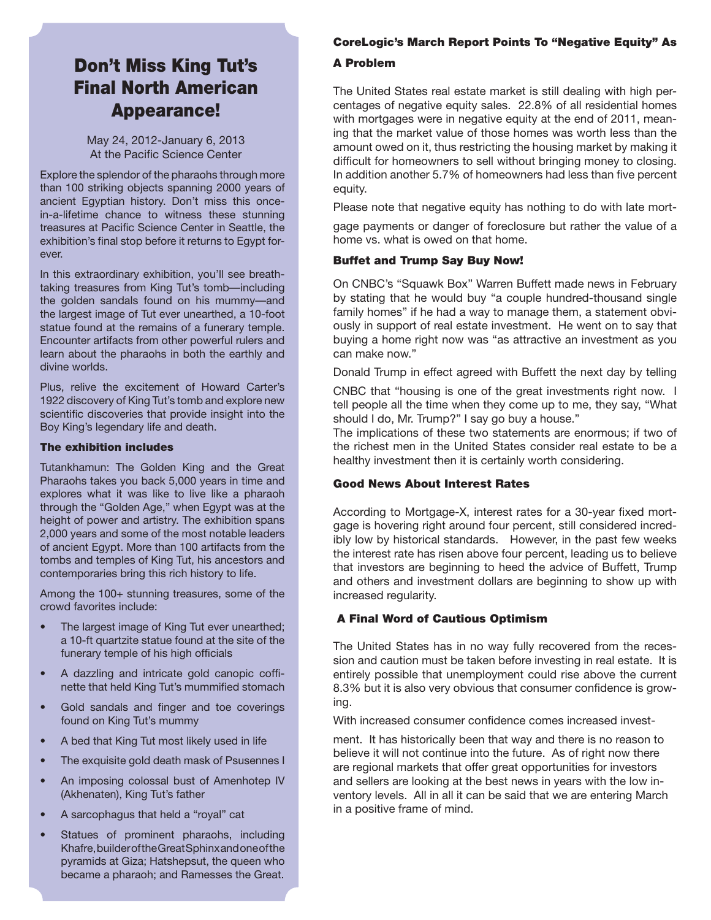# Don't Miss King Tut's Final North American Appearance!

May 24, 2012-January 6, 2013
At the Pacific Science Center

Explore the splendor of the pharaohs through more than 100 striking objects spanning 2000 years of ancient Egyptian history. Don't miss this once-in-a-lifetime chance to witness these stunning treasures at Pacific Science Center in Seattle, the exhibition's final stop before it returns to Egypt forever.

In this extraordinary exhibition, you'll see breathtaking treasures from King Tut's tomb—including the golden sandals found on his mummy—and the largest image of Tut ever unearthed, a 10-foot statue found at the remains of a funerary temple. Encounter artifacts from other powerful rulers and learn about the pharaohs in both the earthly and divine worlds.

Plus, relive the excitement of Howard Carter's 1922 discovery of King Tut's tomb and explore new scientific discoveries that provide insight into the Boy King's legendary life and death.

### The exhibition includes

Tutankhamun: The Golden King and the Great Pharaohs takes you back 5,000 years in time and explores what it was like to live like a pharaoh through the "Golden Age," when Egypt was at the height of power and artistry. The exhibition spans 2,000 years and some of the most notable leaders of ancient Egypt. More than 100 artifacts from the tombs and temples of King Tut, his ancestors and contemporaries bring this rich history to life.

Among the 100+ stunning treasures, some of the crowd favorites include:

- The largest image of King Tut ever unearthed; a 10-ft quartzite statue found at the site of the funerary temple of his high officials
- A dazzling and intricate gold canopic coffinette that held King Tut's mummified stomach
- Gold sandals and finger and toe coverings found on King Tut's mummy
- A bed that King Tut most likely used in life
- The exquisite gold death mask of Psusennes I
- An imposing colossal bust of Amenhotep IV (Akhenaten), King Tut's father
- A sarcophagus that held a "royal" cat
- Statues of prominent pharaohs, including Khafre, builder of the Great Sphinx and one of the pyramids at Giza; Hatshepsut, the queen who became a pharaoh; and Ramesses the Great.

### CoreLogic's March Report Points To "Negative Equity" As A Problem

The United States real estate market is still dealing with high percentages of negative equity sales. 22.8% of all residential homes with mortgages were in negative equity at the end of 2011, meaning that the market value of those homes was worth less than the amount owed on it, thus restricting the housing market by making it difficult for homeowners to sell without bringing money to closing. In addition another 5.7% of homeowners had less than five percent equity.

Please note that negative equity has nothing to do with late mortgage payments or danger of foreclosure but rather the value of a home vs. what is owed on that home.

### Buffet and Trump Say Buy Now!

On CNBC's "Squawk Box" Warren Buffett made news in February by stating that he would buy "a couple hundred-thousand single family homes" if he had a way to manage them, a statement obviously in support of real estate investment. He went on to say that buying a home right now was "as attractive an investment as you can make now."

Donald Trump in effect agreed with Buffett the next day by telling CNBC that "housing is one of the great investments right now. I tell people all the time when they come up to me, they say, "What should I do, Mr. Trump?" I say go buy a house."

The implications of these two statements are enormous; if two of the richest men in the United States consider real estate to be a healthy investment then it is certainly worth considering.

### Good News About Interest Rates

According to Mortgage-X, interest rates for a 30-year fixed mortgage is hovering right around four percent, still considered incredibly low by historical standards. However, in the past few weeks the interest rate has risen above four percent, leading us to believe that investors are beginning to heed the advice of Buffett, Trump and others and investment dollars are beginning to show up with increased regularity.

### A Final Word of Cautious Optimism

The United States has in no way fully recovered from the recession and caution must be taken before investing in real estate. It is entirely possible that unemployment could rise above the current 8.3% but it is also very obvious that consumer confidence is growing.

With increased consumer confidence comes increased investment. It has historically been that way and there is no reason to believe it will not continue into the future. As of right now there are regional markets that offer great opportunities for investors and sellers are looking at the best news in years with the low inventory levels. All in all it can be said that we are entering March in a positive frame of mind.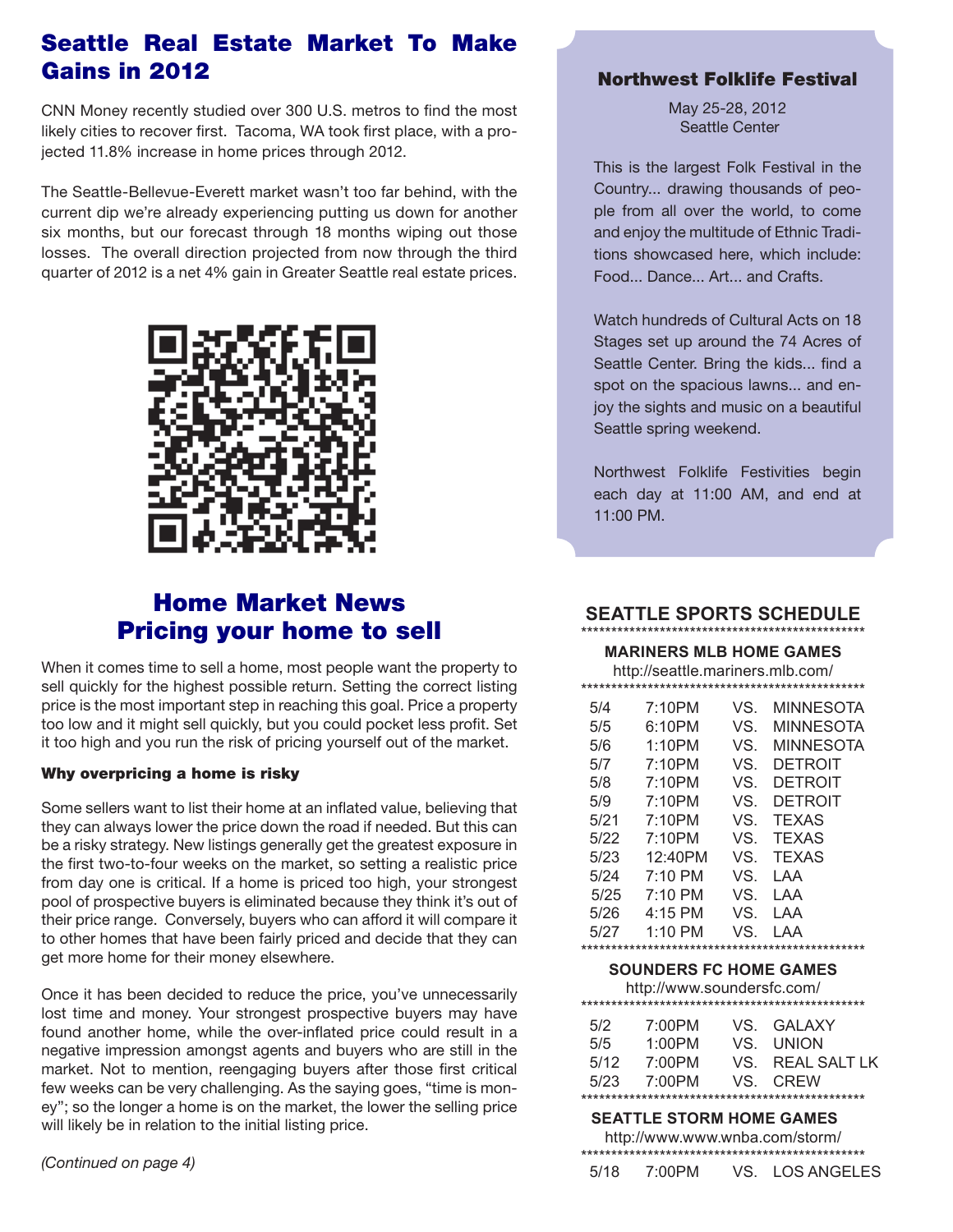## Seattle Real Estate Market To Make Gains in 2012

CNN Money recently studied over 300 U.S. metros to find the most likely cities to recover first. Tacoma, WA took first place, with a projected 11.8% increase in home prices through 2012.

The Seattle-Bellevue-Everett market wasn't too far behind, with the current dip we're already experiencing putting us down for another six months, but our forecast through 18 months wiping out those losses. The overall direction projected from now through the third quarter of 2012 is a net 4% gain in Greater Seattle real estate prices.

## Home Market News
## Pricing your home to sell

When it comes time to sell a home, most people want the property to sell quickly for the highest possible return. Setting the correct listing price is the most important step in reaching this goal. Price a property too low and it might sell quickly, but you could pocket less profit. Set it too high and you run the risk of pricing yourself out of the market.

#### Why overpricing a home is risky

Some sellers want to list their home at an inflated value, believing that they can always lower the price down the road if needed. But this can be a risky strategy. New listings generally get the greatest exposure in the first two-to-four weeks on the market, so setting a realistic price from day one is critical. If a home is priced too high, your strongest pool of prospective buyers is eliminated because they think it's out of their price range. Conversely, buyers who can afford it will compare it to other homes that have been fairly priced and decide that they can get more home for their money elsewhere.

Once it has been decided to reduce the price, you've unnecessarily lost time and money. Your strongest prospective buyers may have found another home, while the over-inflated price could result in a negative impression amongst agents and buyers who are still in the market. Not to mention, reengaging buyers after those first critical few weeks can be very challenging. As the saying goes, "time is money"; so the longer a home is on the market, the lower the selling price will likely be in relation to the initial listing price.

*(Continued on page 4)*

### Northwest Folklife Festival

May 25-28, 2012
Seattle Center

This is the largest Folk Festival in the Country... drawing thousands of people from all over the world, to come and enjoy the multitude of Ethnic Traditions showcased here, which include: Food... Dance... Art... and Crafts.

Watch hundreds of Cultural Acts on 18 Stages set up around the 74 Acres of Seattle Center. Bring the kids... find a spot on the spacious lawns... and enjoy the sights and music on a beautiful Seattle spring weekend.

Northwest Folklife Festivities begin each day at 11:00 AM, and end at 11:00 PM.

### SEATTLE SPORTS SCHEDULE

**MARINERS MLB HOME GAMES**
http://seattle.mariners.mlb.com/

| Date | Time | | Opponent |
|---|---|---|---|
| 5/4 | 7:10PM | VS. | MINNESOTA |
| 5/5 | 6:10PM | VS. | MINNESOTA |
| 5/6 | 1:10PM | VS. | MINNESOTA |
| 5/7 | 7:10PM | VS. | DETROIT |
| 5/8 | 7:10PM | VS. | DETROIT |
| 5/9 | 7:10PM | VS. | DETROIT |
| 5/21 | 7:10PM | VS. | TEXAS |
| 5/22 | 7:10PM | VS. | TEXAS |
| 5/23 | 12:40PM | VS. | TEXAS |
| 5/24 | 7:10 PM | VS. | LAA |
| 5/25 | 7:10 PM | VS. | LAA |
| 5/26 | 4:15 PM | VS. | LAA |
| 5/27 | 1:10 PM | VS. | LAA |

**SOUNDERS FC HOME GAMES**
http://www.soundersfc.com/

| Date | Time | | Opponent |
|---|---|---|---|
| 5/2 | 7:00PM | VS. | GALAXY |
| 5/5 | 1:00PM | VS. | UNION |
| 5/12 | 7:00PM | VS. | REAL SALT LK |
| 5/23 | 7:00PM | VS. | CREW |

**SEATTLE STORM HOME GAMES**
http://www.www.wnba.com/storm/

| Date | Time | | Opponent |
|---|---|---|---|
| 5/18 | 7:00PM | VS. | LOS ANGELES |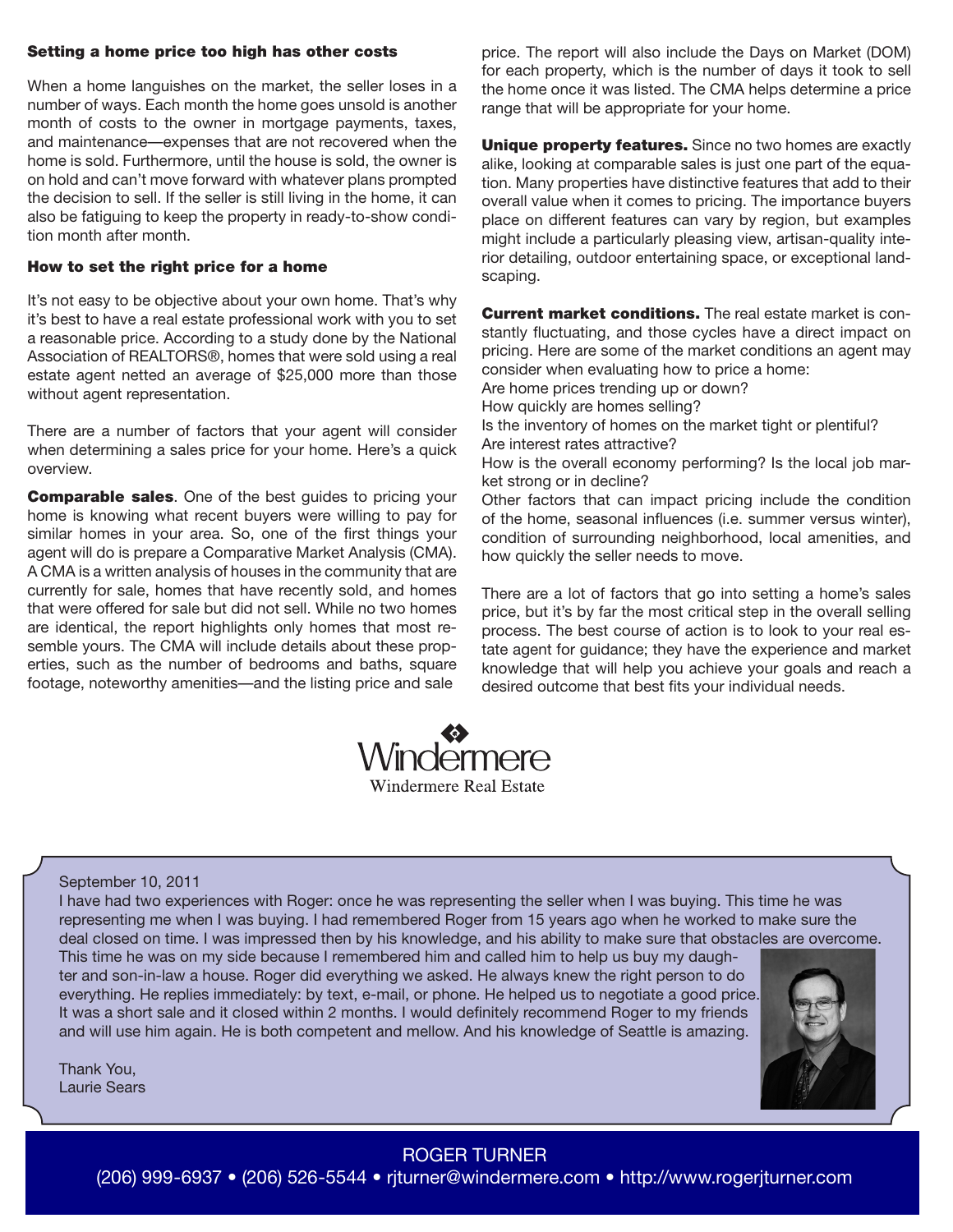### Setting a home price too high has other costs

When a home languishes on the market, the seller loses in a number of ways. Each month the home goes unsold is another month of costs to the owner in mortgage payments, taxes, and maintenance—expenses that are not recovered when the home is sold. Furthermore, until the house is sold, the owner is on hold and can't move forward with whatever plans prompted the decision to sell. If the seller is still living in the home, it can also be fatiguing to keep the property in ready-to-show condition month after month.

### How to set the right price for a home

It's not easy to be objective about your own home. That's why it's best to have a real estate professional work with you to set a reasonable price. According to a study done by the National Association of REALTORS®, homes that were sold using a real estate agent netted an average of $25,000 more than those without agent representation.

There are a number of factors that your agent will consider when determining a sales price for your home. Here's a quick overview.

**Comparable sales**. One of the best guides to pricing your home is knowing what recent buyers were willing to pay for similar homes in your area. So, one of the first things your agent will do is prepare a Comparative Market Analysis (CMA). A CMA is a written analysis of houses in the community that are currently for sale, homes that have recently sold, and homes that were offered for sale but did not sell. While no two homes are identical, the report highlights only homes that most resemble yours. The CMA will include details about these properties, such as the number of bedrooms and baths, square footage, noteworthy amenities—and the listing price and sale price. The report will also include the Days on Market (DOM) for each property, which is the number of days it took to sell the home once it was listed. The CMA helps determine a price range that will be appropriate for your home.

**Unique property features.** Since no two homes are exactly alike, looking at comparable sales is just one part of the equation. Many properties have distinctive features that add to their overall value when it comes to pricing. The importance buyers place on different features can vary by region, but examples might include a particularly pleasing view, artisan-quality interior detailing, outdoor entertaining space, or exceptional landscaping.

**Current market conditions.** The real estate market is constantly fluctuating, and those cycles have a direct impact on pricing. Here are some of the market conditions an agent may consider when evaluating how to price a home:

Are home prices trending up or down?
How quickly are homes selling?
Is the inventory of homes on the market tight or plentiful?
Are interest rates attractive?
How is the overall economy performing? Is the local job market strong or in decline?

Other factors that can impact pricing include the condition of the home, seasonal influences (i.e. summer versus winter), condition of surrounding neighborhood, local amenities, and how quickly the seller needs to move.

There are a lot of factors that go into setting a home's sales price, but it's by far the most critical step in the overall selling process. The best course of action is to look to your real estate agent for guidance; they have the experience and market knowledge that will help you achieve your goals and reach a desired outcome that best fits your individual needs.

Windermere
Windermere Real Estate

September 10, 2011

I have had two experiences with Roger: once he was representing the seller when I was buying. This time he was representing me when I was buying. I had remembered Roger from 15 years ago when he worked to make sure the deal closed on time. I was impressed then by his knowledge, and his ability to make sure that obstacles are overcome. This time he was on my side because I remembered him and called him to help us buy my daughter and son-in-law a house. Roger did everything we asked. He always knew the right person to do everything. He replies immediately: by text, e-mail, or phone. He helped us to negotiate a good price. It was a short sale and it closed within 2 months. I would definitely recommend Roger to my friends and will use him again. He is both competent and mellow. And his knowledge of Seattle is amazing.

Thank You,
Laurie Sears

ROGER TURNER
(206) 999-6937 • (206) 526-5544 • rjturner@windermere.com • http://www.rogerjturner.com